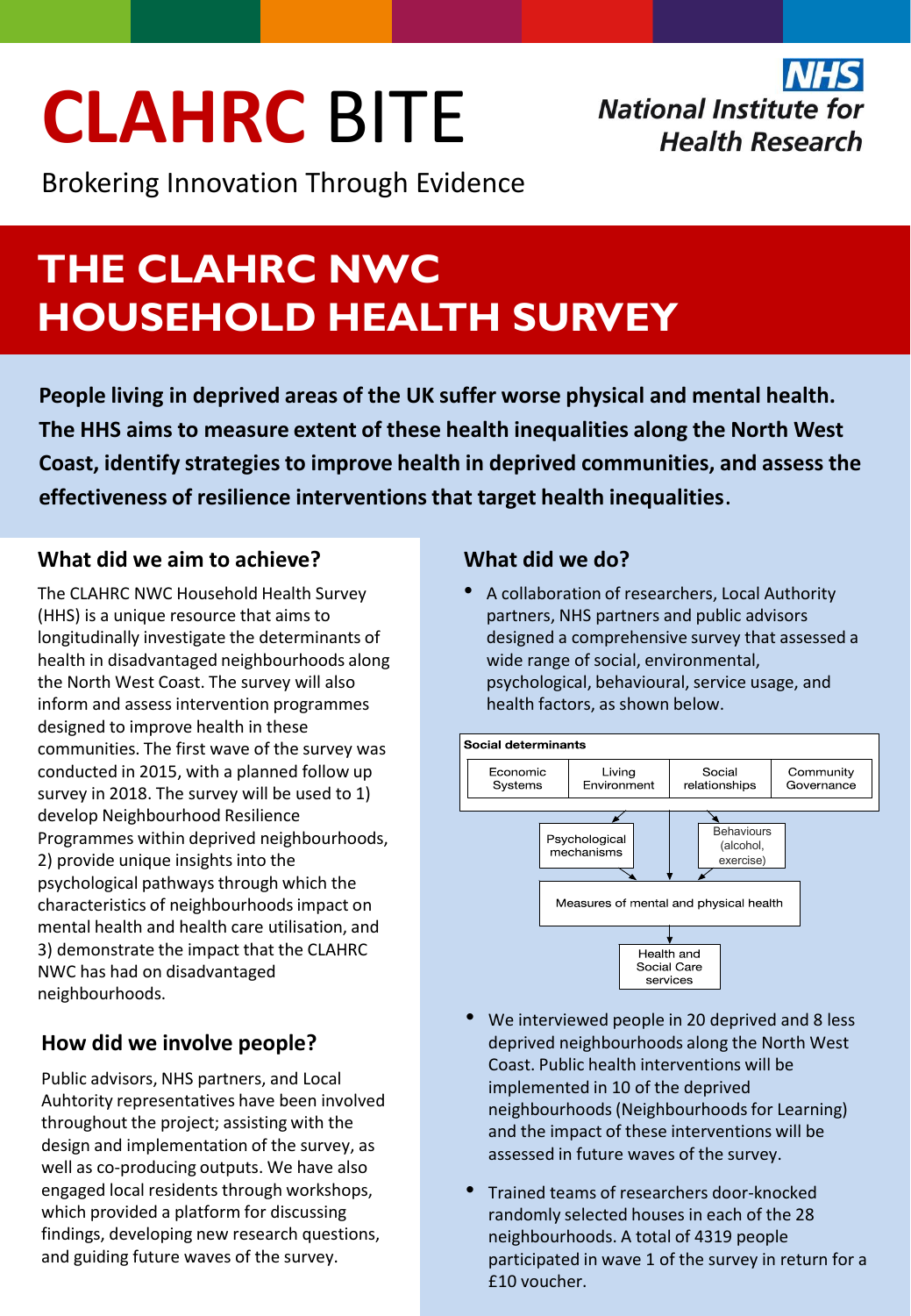# CLAHRC BITE

Brokering Innovation Through Evidence

NHS National Institute for Health Research

# THE CLAHRC NWC HOUSEHOLD HEALTH SURVEY

**People living in deprived areas of the UK suffer worse physical and mental health. The HHS aims to measure extent of these health inequalities along the North West Coast, identify strategies to improve health in deprived communities, and assess the effectiveness of resilience interventions that target health inequalities.**

## What did we aim to achieve?

The CLAHRC NWC Household Health Survey (HHS) is a unique resource that aims to longitudinally investigate the determinants of health in disadvantaged neighbourhoods along the North West Coast. The survey will also inform and assess intervention programmes designed to improve health in these communities. The first wave of the survey was conducted in 2015, with a planned follow up survey in 2018. The survey will be used to 1) develop Neighbourhood Resilience Programmes within deprived neighbourhoods, 2) provide unique insights into the psychological pathways through which the characteristics of neighbourhoods impact on mental health and health care utilisation, and 3) demonstrate the impact that the CLAHRC NWC has had on disadvantaged neighbourhoods.

## How did we involve people?

Public advisors, NHS partners, and Local Auhtority representatives have been involved throughout the project; assisting with the design and implementation of the survey, as well as co-producing outputs. We have also engaged local residents through workshops, which provided a platform for discussing findings, developing new research questions, and guiding future waves of the survey.

## What did we do?

- A collaboration of researchers, Local Authority partners, NHS partners and public advisors designed a comprehensive survey that assessed a wide range of social, environmental, psychological, behavioural, service usage, and health factors, as shown below.

**Social determinants**

| Economic Systems | Living Environment | Social relationships | Community Governance |
|---|---|---|---|

Social determinants → Psychological mechanisms; Social determinants → Behaviours (alcohol, exercise); Social determinants → Measures of mental and physical health

Psychological mechanisms → Measures of mental and physical health

Behaviours (alcohol, exercise) → Measures of mental and physical health

Measures of mental and physical health → Health and Social Care services

- We interviewed people in 20 deprived and 8 less deprived neighbourhoods along the North West Coast. Public health interventions will be implemented in 10 of the deprived neighbourhoods (Neighbourhoods for Learning) and the impact of these interventions will be assessed in future waves of the survey.

- Trained teams of researchers door-knocked randomly selected houses in each of the 28 neighbourhoods. A total of 4319 people participated in wave 1 of the survey in return for a £10 voucher.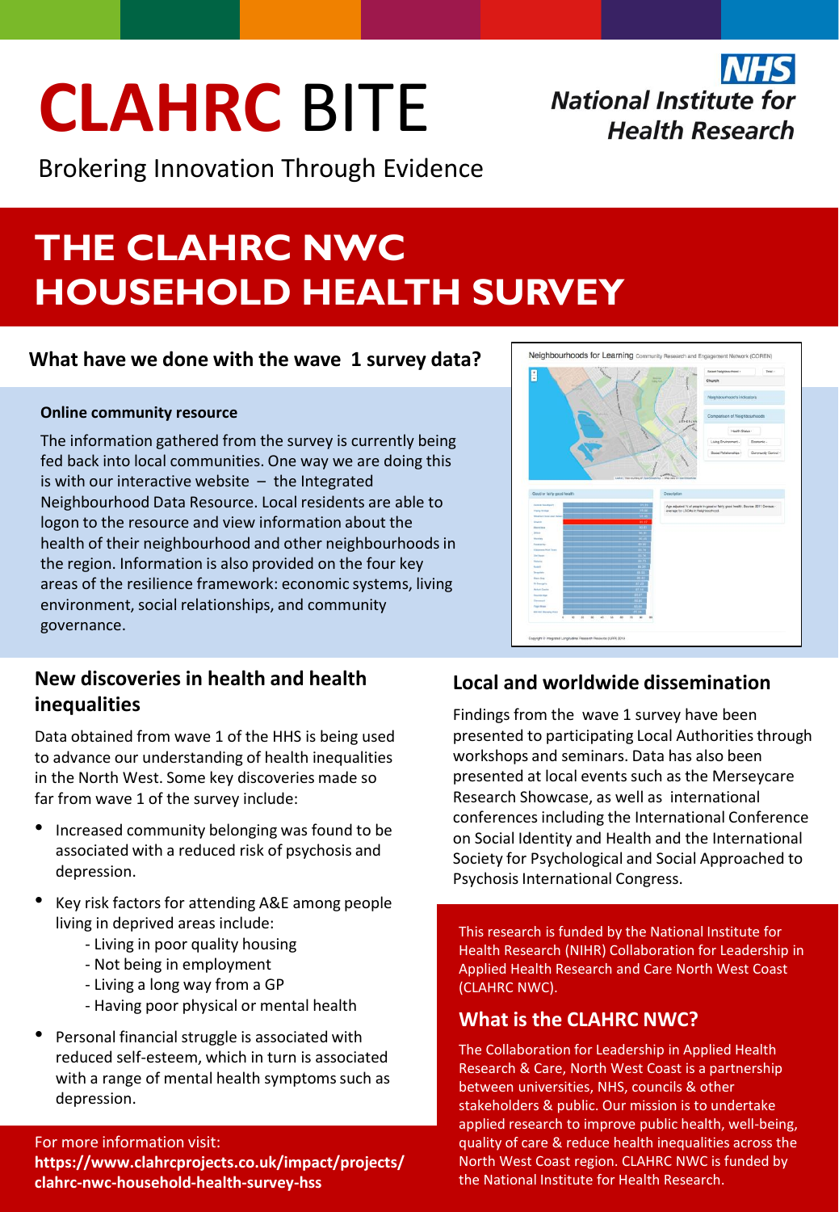# CLAHRC BITE

Brokering Innovation Through Evidence

NHS
National Institute for Health Research

# THE CLAHRC NWC HOUSEHOLD HEALTH SURVEY

## What have we done with the wave 1 survey data?

### Online community resource

The information gathered from the survey is currently being fed back into local communities. One way we are doing this is with our interactive website – the Integrated Neighbourhood Data Resource. Local residents are able to logon to the resource and view information about the health of their neighbourhood and other neighbourhoods in the region. Information is also provided on the four key areas of the resilience framework: economic systems, living environment, social relationships, and community governance.

## New discoveries in health and health inequalities

Data obtained from wave 1 of the HHS is being used to advance our understanding of health inequalities in the North West. Some key discoveries made so far from wave 1 of the survey include:

- Increased community belonging was found to be associated with a reduced risk of psychosis and depression.
- Key risk factors for attending A&E among people living in deprived areas include:
  - Living in poor quality housing
  - Not being in employment
  - Living a long way from a GP
  - Having poor physical or mental health
- Personal financial struggle is associated with reduced self-esteem, which in turn is associated with a range of mental health symptoms such as depression.

For more information visit:
**https://www.clahrcprojects.co.uk/impact/projects/clahrc-nwc-household-health-survey-hss**

## Local and worldwide dissemination

Findings from the wave 1 survey have been presented to participating Local Authorities through workshops and seminars. Data has also been presented at local events such as the Merseycare Research Showcase, as well as international conferences including the International Conference on Social Identity and Health and the International Society for Psychological and Social Approached to Psychosis International Congress.

This research is funded by the National Institute for Health Research (NIHR) Collaboration for Leadership in Applied Health Research and Care North West Coast (CLAHRC NWC).

## What is the CLAHRC NWC?

The Collaboration for Leadership in Applied Health Research & Care, North West Coast is a partnership between universities, NHS, councils & other stakeholders & public. Our mission is to undertake applied research to improve public health, well-being, quality of care & reduce health inequalities across the North West Coast region. CLAHRC NWC is funded by the National Institute for Health Research.